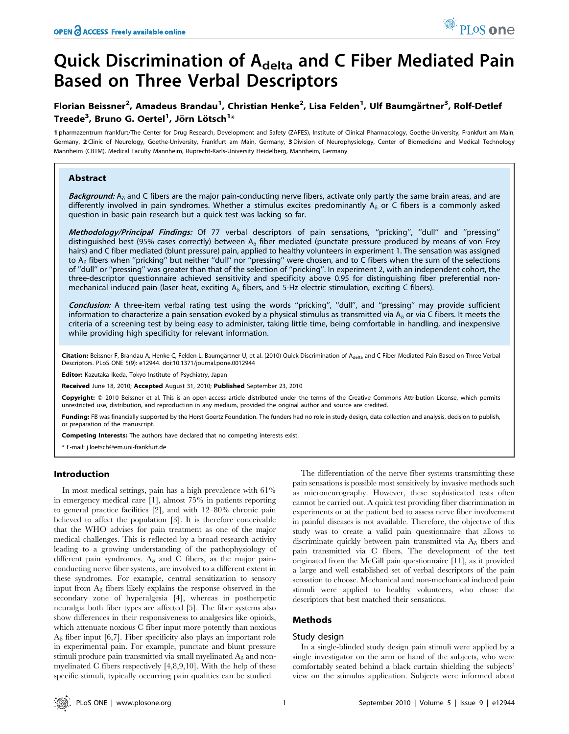OPEN ACCESS Freely available online

# Quick Discrimination of $A_{delta}$ and C Fiber Mediated Pain Based on Three Verbal Descriptors

**Florian Beissner[2], Amadeus Brandau[1], Christian Henke[2], Lisa Felden[1], Ulf Baumgärtner[3], Rolf-Detlef Treede[3], Bruno G. Oertel[1], Jörn Lötsch[1]***

**1** pharmazentrum frankfurt/The Center for Drug Research, Development and Safety (ZAFES), Institute of Clinical Pharmacology, Goethe-University, Frankfurt am Main, Germany, **2** Clinic of Neurology, Goethe-University, Frankfurt am Main, Germany, **3** Division of Neurophysiology, Center of Biomedicine and Medical Technology Mannheim (CBTM), Medical Faculty Mannheim, Ruprecht-Karls-University Heidelberg, Mannheim, Germany

## Abstract

***Background:*** $A_{\delta}$ and C fibers are the major pain-conducting nerve fibers, activate only partly the same brain areas, and are differently involved in pain syndromes. Whether a stimulus excites predominantly $A_{\delta}$ or C fibers is a commonly asked question in basic pain research but a quick test was lacking so far.

***Methodology/Principal Findings:*** Of 77 verbal descriptors of pain sensations, ''pricking'', ''dull'' and ''pressing'' distinguished best (95% cases correctly) between $A_{\delta}$ fiber mediated (punctate pressure produced by means of von Frey hairs) and C fiber mediated (blunt pressure) pain, applied to healthy volunteers in experiment 1. The sensation was assigned to $A_{\delta}$ fibers when ''pricking'' but neither ''dull'' nor ''pressing'' were chosen, and to C fibers when the sum of the selections of ''dull'' or ''pressing'' was greater than that of the selection of ''pricking''. In experiment 2, with an independent cohort, the three-descriptor questionnaire achieved sensitivity and specificity above 0.95 for distinguishing fiber preferential non-mechanical induced pain (laser heat, exciting $A_{\delta}$ fibers, and 5-Hz electric stimulation, exciting C fibers).

***Conclusion:*** A three-item verbal rating test using the words ''pricking'', ''dull'', and ''pressing'' may provide sufficient information to characterize a pain sensation evoked by a physical stimulus as transmitted via $A_{\delta}$ or via C fibers. It meets the criteria of a screening test by being easy to administer, taking little time, being comfortable in handling, and inexpensive while providing high specificity for relevant information.

**Citation:** Beissner F, Brandau A, Henke C, Felden L, Baumgärtner U, et al. (2010) Quick Discrimination of $A_{delta}$ and C Fiber Mediated Pain Based on Three Verbal Descriptors. PLoS ONE 5(9): e12944. doi:10.1371/journal.pone.0012944

**Editor:** Kazutaka Ikeda, Tokyo Institute of Psychiatry, Japan

**Received** June 18, 2010; **Accepted** August 31, 2010; **Published** September 23, 2010

**Copyright:** © 2010 Beissner et al. This is an open-access article distributed under the terms of the Creative Commons Attribution License, which permits unrestricted use, distribution, and reproduction in any medium, provided the original author and source are credited.

**Funding:** FB was financially supported by the Horst Goertz Foundation. The funders had no role in study design, data collection and analysis, decision to publish, or preparation of the manuscript.

**Competing Interests:** The authors have declared that no competing interests exist.

\* E-mail: j.loetsch@em.uni-frankfurt.de

## Introduction

In most medical settings, pain has a high prevalence with 61% in emergency medical care [1], almost 75% in patients reporting to general practice facilities [2], and with 12–80% chronic pain believed to affect the population [3]. It is therefore conceivable that the WHO advises for pain treatment as one of the major medical challenges. This is reflected by a broad research activity leading to a growing understanding of the pathophysiology of different pain syndromes. $A_{\delta}$ and C fibers, as the major pain-conducting nerve fiber systems, are involved to a different extent in these syndromes. For example, central sensitization to sensory input from $A_{\delta}$ fibers likely explains the response observed in the secondary zone of hyperalgesia [4], whereas in postherpetic neuralgia both fiber types are affected [5]. The fiber systems also show differences in their responsiveness to analgesics like opioids, which attenuate noxious C fiber input more potently than noxious $A_{\delta}$ fiber input [6,7]. Fiber specificity also plays an important role in experimental pain. For example, punctate and blunt pressure stimuli produce pain transmitted via small myelinated $A_{\delta}$ and non-myelinated C fibers respectively [4,8,9,10]. With the help of these specific stimuli, typically occurring pain qualities can be studied.

The differentiation of the nerve fiber systems transmitting these pain sensations is possible most sensitively by invasive methods such as microneurography. However, these sophisticated tests often cannot be carried out. A quick test providing fiber discrimination in experiments or at the patient bed to assess nerve fiber involvement in painful diseases is not available. Therefore, the objective of this study was to create a valid pain questionnaire that allows to discriminate quickly between pain transmitted via $A_{\delta}$ fibers and pain transmitted via C fibers. The development of the test originated from the McGill pain questionnaire [11], as it provided a large and well established set of verbal descriptors of the pain sensation to choose. Mechanical and non-mechanical induced pain stimuli were applied to healthy volunteers, who chose the descriptors that best matched their sensations.

## Methods

### Study design

In a single-blinded study design pain stimuli were applied by a single investigator on the arm or hand of the subjects, who were comfortably seated behind a black curtain shielding the subjects' view on the stimulus application. Subjects were informed about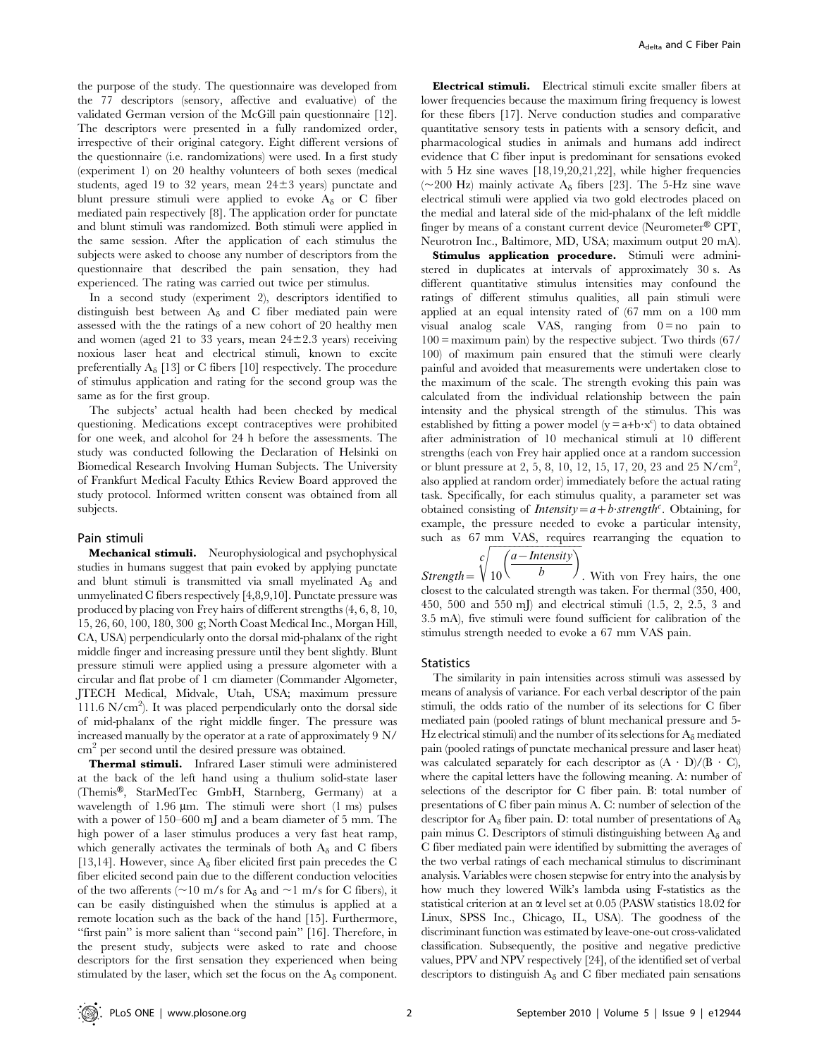the purpose of the study. The questionnaire was developed from the 77 descriptors (sensory, affective and evaluative) of the validated German version of the McGill pain questionnaire [12]. The descriptors were presented in a fully randomized order, irrespective of their original category. Eight different versions of the questionnaire (i.e. randomizations) were used. In a first study (experiment 1) on 20 healthy volunteers of both sexes (medical students, aged 19 to 32 years, mean 24±3 years) punctate and blunt pressure stimuli were applied to evoke $A_\delta$ or C fiber mediated pain respectively [8]. The application order for punctate and blunt stimuli was randomized. Both stimuli were applied in the same session. After the application of each stimulus the subjects were asked to choose any number of descriptors from the questionnaire that described the pain sensation, they had experienced. The rating was carried out twice per stimulus.

In a second study (experiment 2), descriptors identified to distinguish best between $A_\delta$ and C fiber mediated pain were assessed with the the ratings of a new cohort of 20 healthy men and women (aged 21 to 33 years, mean 24±2.3 years) receiving noxious laser heat and electrical stimuli, known to excite preferentially $A_\delta$ [13] or C fibers [10] respectively. The procedure of stimulus application and rating for the second group was the same as for the first group.

The subjects' actual health had been checked by medical questioning. Medications except contraceptives were prohibited for one week, and alcohol for 24 h before the assessments. The study was conducted following the Declaration of Helsinki on Biomedical Research Involving Human Subjects. The University of Frankfurt Medical Faculty Ethics Review Board approved the study protocol. Informed written consent was obtained from all subjects.

## Pain stimuli

**Mechanical stimuli.** Neurophysiological and psychophysical studies in humans suggest that pain evoked by applying punctate and blunt stimuli is transmitted via small myelinated $A_\delta$ and unmyelinated C fibers respectively [4,8,9,10]. Punctate pressure was produced by placing von Frey hairs of different strengths (4, 6, 8, 10, 15, 26, 60, 100, 180, 300 g; North Coast Medical Inc., Morgan Hill, CA, USA) perpendicularly onto the dorsal mid-phalanx of the right middle finger and increasing pressure until they bent slightly. Blunt pressure stimuli were applied using a pressure algometer with a circular and flat probe of 1 cm diameter (Commander Algometer, JTECH Medical, Midvale, Utah, USA; maximum pressure 111.6 N/cm$^2$). It was placed perpendicularly onto the dorsal side of mid-phalanx of the right middle finger. The pressure was increased manually by the operator at a rate of approximately 9 N/cm$^2$ per second until the desired pressure was obtained.

**Thermal stimuli.** Infrared Laser stimuli were administered at the back of the left hand using a thulium solid-state laser (Themis®, StarMedTec GmbH, Starnberg, Germany) at a wavelength of 1.96 µm. The stimuli were short (1 ms) pulses with a power of 150–600 mJ and a beam diameter of 5 mm. The high power of a laser stimulus produces a very fast heat ramp, which generally activates the terminals of both $A_\delta$ and C fibers [13,14]. However, since $A_\delta$ fiber elicited first pain precedes the C fiber elicited second pain due to the different conduction velocities of the two afferents (~10 m/s for $A_\delta$ and ~1 m/s for C fibers), it can be easily distinguished when the stimulus is applied at a remote location such as the back of the hand [15]. Furthermore, "first pain" is more salient than "second pain" [16]. Therefore, in the present study, subjects were asked to rate and choose descriptors for the first sensation they experienced when being stimulated by the laser, which set the focus on the $A_\delta$ component.

**Electrical stimuli.** Electrical stimuli excite smaller fibers at lower frequencies because the maximum firing frequency is lowest for these fibers [17]. Nerve conduction studies and comparative quantitative sensory tests in patients with a sensory deficit, and pharmacological studies in animals and humans add indirect evidence that C fiber input is predominant for sensations evoked with 5 Hz sine waves [18,19,20,21,22], while higher frequencies (~200 Hz) mainly activate $A_\delta$ fibers [23]. The 5-Hz sine wave electrical stimuli were applied via two gold electrodes placed on the medial and lateral side of the mid-phalanx of the left middle finger by means of a constant current device (Neurometer® CPT, Neurotron Inc., Baltimore, MD, USA; maximum output 20 mA).

**Stimulus application procedure.** Stimuli were administered in duplicates at intervals of approximately 30 s. As different quantitative stimulus intensities may confound the ratings of different stimulus qualities, all pain stimuli were applied at an equal intensity rated of (67 mm on a 100 mm visual analog scale VAS, ranging from 0 = no pain to 100 = maximum pain) by the respective subject. Two thirds (67/100) of maximum pain ensured that the stimuli were clearly painful and avoided that measurements were undertaken close to the maximum of the scale. The strength evoking this pain was calculated from the individual relationship between the pain intensity and the physical strength of the stimulus. This was established by fitting a power model ($y = a + b \cdot x^c$) to data obtained after administration of 10 mechanical stimuli at 10 different strengths (each von Frey hair applied once at a random succession or blunt pressure at 2, 5, 8, 10, 12, 15, 17, 20, 23 and 25 N/cm$^2$, also applied at random order) immediately before the actual rating task. Specifically, for each stimulus quality, a parameter set was obtained consisting of $Intensity = a + b \cdot strength^c$. Obtaining, for example, the pressure needed to evoke a particular intensity, such as 67 mm VAS, requires rearranging the equation to $Strength = \sqrt[c]{10^{\left(\frac{a - Intensity}{b}\right)}}$. With von Frey hairs, the one closest to the calculated strength was taken. For thermal (350, 400, 450, 500 and 550 mJ) and electrical stimuli (1.5, 2, 2.5, 3 and 3.5 mA), five stimuli were found sufficient for calibration of the stimulus strength needed to evoke a 67 mm VAS pain.

## Statistics

The similarity in pain intensities across stimuli was assessed by means of analysis of variance. For each verbal descriptor of the pain stimuli, the odds ratio of the number of its selections for C fiber mediated pain (pooled ratings of blunt mechanical pressure and 5-Hz electrical stimuli) and the number of its selections for $A_\delta$ mediated pain (pooled ratings of punctate mechanical pressure and laser heat) was calculated separately for each descriptor as $(A \cdot D)/(B \cdot C)$, where the capital letters have the following meaning. A: number of selections of the descriptor for C fiber pain. B: total number of presentations of C fiber pain minus A. C: number of selection of the descriptor for $A_\delta$ fiber pain. D: total number of presentations of $A_\delta$ pain minus C. Descriptors of stimuli distinguishing between $A_\delta$ and C fiber mediated pain were identified by submitting the averages of the two verbal ratings of each mechanical stimulus to discriminant analysis. Variables were chosen stepwise for entry into the analysis by how much they lowered Wilk's lambda using F-statistics as the statistical criterion at an $\alpha$ level set at 0.05 (PASW statistics 18.02 for Linux, SPSS Inc., Chicago, IL, USA). The goodness of the discriminant function was estimated by leave-one-out cross-validated classification. Subsequently, the positive and negative predictive values, PPV and NPV respectively [24], of the identified set of verbal descriptors to distinguish $A_\delta$ and C fiber mediated pain sensations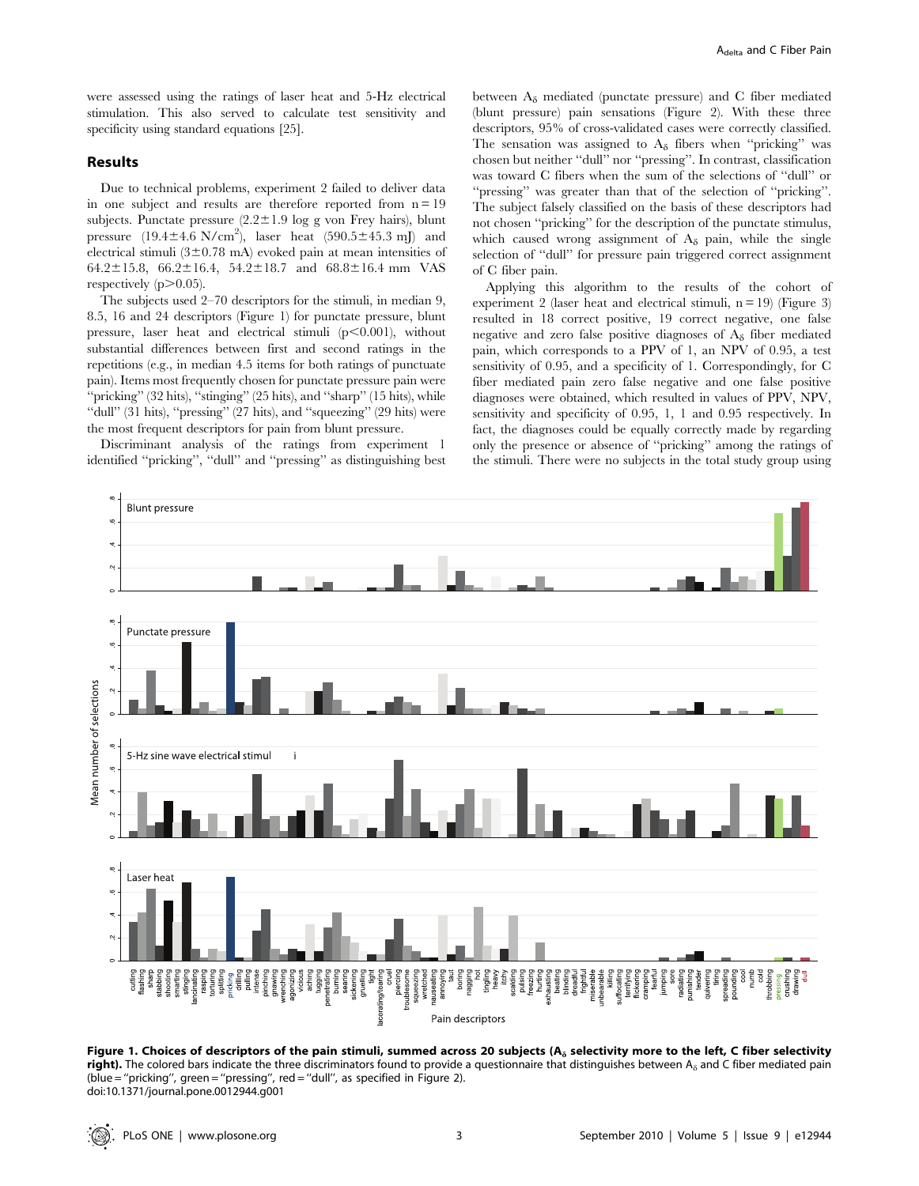were assessed using the ratings of laser heat and 5-Hz electrical stimulation. This also served to calculate test sensitivity and specificity using standard equations [25].

## Results

Due to technical problems, experiment 2 failed to deliver data in one subject and results are therefore reported from n = 19 subjects. Punctate pressure (2.2±1.9 log g von Frey hairs), blunt pressure (19.4±4.6 N/cm$^2$), laser heat (590.5±45.3 mJ) and electrical stimuli (3±0.78 mA) evoked pain at mean intensities of 64.2±15.8, 66.2±16.4, 54.2±18.7 and 68.8±16.4 mm VAS respectively ($p > 0.05$).

The subjects used 2–70 descriptors for the stimuli, in median 9, 8.5, 16 and 24 descriptors (Figure 1) for punctate pressure, blunt pressure, laser heat and electrical stimuli ($p < 0.001$), without substantial differences between first and second ratings in the repetitions (e.g., in median 4.5 items for both ratings of punctuate pain). Items most frequently chosen for punctate pressure pain were "pricking" (32 hits), "stinging" (25 hits), and "sharp" (15 hits), while "dull" (31 hits), "pressing" (27 hits), and "squeezing" (29 hits) were the most frequent descriptors for pain from blunt pressure.

Discriminant analysis of the ratings from experiment 1 identified "pricking", "dull" and "pressing" as distinguishing best between $A_\delta$ mediated (punctate pressure) and C fiber mediated (blunt pressure) pain sensations (Figure 2). With these three descriptors, 95% of cross-validated cases were correctly classified. The sensation was assigned to $A_\delta$ fibers when "pricking" was chosen but neither "dull" nor "pressing". In contrast, classification was toward C fibers when the sum of the selections of "dull" or "pressing" was greater than that of the selection of "pricking". The subject falsely classified on the basis of these descriptors had not chosen "pricking" for the description of the punctate stimulus, which caused wrong assignment of $A_\delta$ pain, while the single selection of "dull" for pressure pain triggered correct assignment of C fiber pain.

Applying this algorithm to the results of the cohort of experiment 2 (laser heat and electrical stimuli, n = 19) (Figure 3) resulted in 18 correct positive, 19 correct negative, one false negative and zero false positive diagnoses of $A_\delta$ fiber mediated pain, which corresponds to a PPV of 1, an NPV of 0.95, a test sensitivity of 0.95, and a specificity of 1. Correspondingly, for C fiber mediated pain zero false negative and one false positive diagnoses were obtained, which resulted in values of PPV, NPV, sensitivity and specificity of 0.95, 1, 1 and 0.95 respectively. In fact, the diagnoses could be equally correctly made by regarding only the presence or absence of "pricking" among the ratings of the stimuli. There were no subjects in the total study group using

**Figure 1. Choices of descriptors of the pain stimuli, summed across 20 subjects ($A_\delta$ selectivity more to the left, C fiber selectivity right).** The colored bars indicate the three discriminators found to provide a questionnaire that distinguishes between $A_\delta$ and C fiber mediated pain (blue = "pricking", green = "pressing", red = "dull", as specified in Figure 2).
doi:10.1371/journal.pone.0012944.g001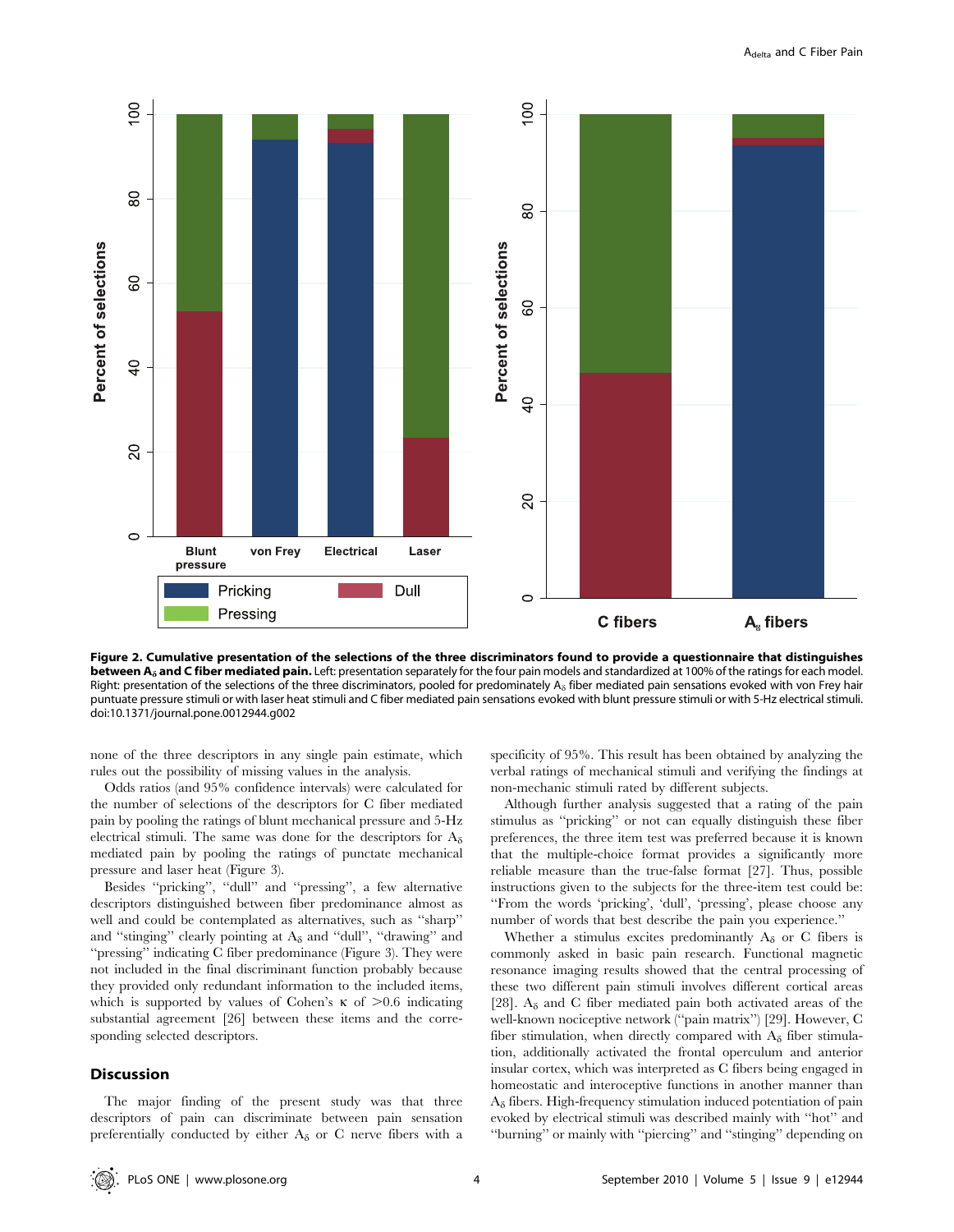**Figure 2. Cumulative presentation of the selections of the three discriminators found to provide a questionnaire that distinguishes between $A_\delta$ and C fiber mediated pain.** Left: presentation separately for the four pain models and standardized at 100% of the ratings for each model. Right: presentation of the selections of the three discriminators, pooled for predominately $A_\delta$ fiber mediated pain sensations evoked with von Frey hair puntuate pressure stimuli or with laser heat stimuli and C fiber mediated pain sensations evoked with blunt pressure stimuli or with 5-Hz electrical stimuli. doi:10.1371/journal.pone.0012944.g002

none of the three descriptors in any single pain estimate, which rules out the possibility of missing values in the analysis.

Odds ratios (and 95% confidence intervals) were calculated for the number of selections of the descriptors for C fiber mediated pain by pooling the ratings of blunt mechanical pressure and 5-Hz electrical stimuli. The same was done for the descriptors for $A_\delta$ mediated pain by pooling the ratings of punctate mechanical pressure and laser heat (Figure 3).

Besides "pricking", "dull" and "pressing", a few alternative descriptors distinguished between fiber predominance almost as well and could be contemplated as alternatives, such as "sharp" and "stinging" clearly pointing at $A_\delta$ and "dull", "drawing" and "pressing" indicating C fiber predominance (Figure 3). They were not included in the final discriminant function probably because they provided only redundant information to the included items, which is supported by values of Cohen's $\kappa$ of $>0.6$ indicating substantial agreement [26] between these items and the corresponding selected descriptors.

## Discussion

The major finding of the present study was that three descriptors of pain can discriminate between pain sensation preferentially conducted by either $A_\delta$ or C nerve fibers with a specificity of 95%. This result has been obtained by analyzing the verbal ratings of mechanical stimuli and verifying the findings at non-mechanic stimuli rated by different subjects.

Although further analysis suggested that a rating of the pain stimulus as "pricking" or not can equally distinguish these fiber preferences, the three item test was preferred because it is known that the multiple-choice format provides a significantly more reliable measure than the true-false format [27]. Thus, possible instructions given to the subjects for the three-item test could be: "From the words 'pricking', 'dull', 'pressing', please choose any number of words that best describe the pain you experience."

Whether a stimulus excites predominantly $A_\delta$ or C fibers is commonly asked in basic pain research. Functional magnetic resonance imaging results showed that the central processing of these two different pain stimuli involves different cortical areas [28]. $A_\delta$ and C fiber mediated pain both activated areas of the well-known nociceptive network ("pain matrix") [29]. However, C fiber stimulation, when directly compared with $A_\delta$ fiber stimulation, additionally activated the frontal operculum and anterior insular cortex, which was interpreted as C fibers being engaged in homeostatic and interoceptive functions in another manner than $A_\delta$ fibers. High-frequency stimulation induced potentiation of pain evoked by electrical stimuli was described mainly with "hot" and "burning" or mainly with "piercing" and "stinging" depending on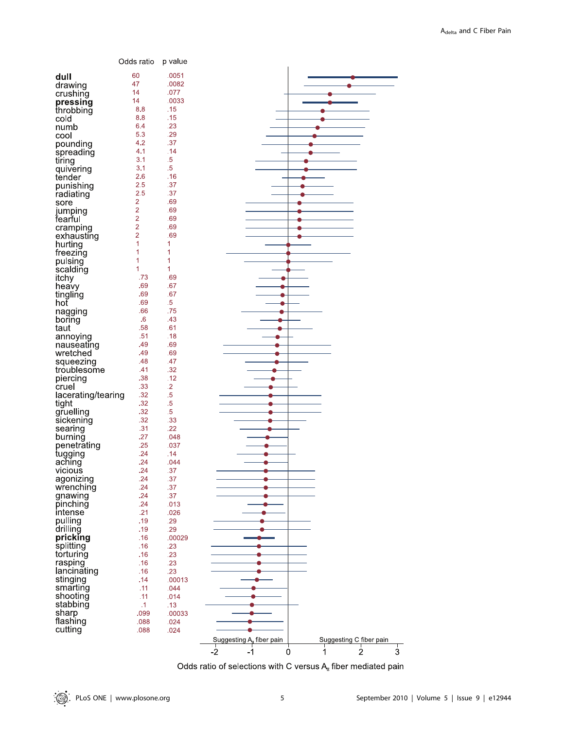| | Odds ratio | p value |
|---|---|---|
| **dull** | 60 | .0051 |
| drawing | 47 | .0082 |
| crushing | 14 | .077 |
| **pressing** | 14 | .0033 |
| throbbing | 8.8 | .15 |
| cold | 8.8 | .15 |
| numb | 6.4 | .23 |
| cool | 5.3 | .29 |
| pounding | 4.2 | .37 |
| spreading | 4.1 | .14 |
| tiring | 3.1 | .5 |
| quivering | 3.1 | .5 |
| tender | 2.6 | .16 |
| punishing | 2.5 | .37 |
| radiating | 2.5 | .37 |
| sore | 2 | .69 |
| jumping | 2 | .69 |
| fearful | 2 | .69 |
| cramping | 2 | .69 |
| exhausting | 2 | .69 |
| hurting | 1 | 1 |
| freezing | 1 | 1 |
| pulsing | 1 | 1 |
| scalding | 1 | 1 |
| itchy | .73 | .69 |
| heavy | .69 | .67 |
| tingling | .69 | .67 |
| hot | .69 | .5 |
| nagging | .66 | .75 |
| boring | .6 | .43 |
| taut | .58 | .61 |
| annoying | .51 | .18 |
| nauseating | .49 | .69 |
| wretched | .49 | .69 |
| squeezing | .48 | .47 |
| troublesome | .41 | .32 |
| piercing | .38 | .12 |
| cruel | .33 | .2 |
| lacerating/tearing | .32 | .5 |
| tight | .32 | .5 |
| gruelling | .32 | .5 |
| sickening | .32 | .33 |
| searing | .31 | .22 |
| burning | .27 | .048 |
| penetrating | .25 | .037 |
| tugging | .24 | .14 |
| aching | .24 | .044 |
| vicious | .24 | .37 |
| agonizing | .24 | .37 |
| wrenching | .24 | .37 |
| gnawing | .24 | .37 |
| pinching | .24 | .013 |
| intense | .21 | .026 |
| pulling | .19 | .29 |
| drilling | .19 | .29 |
| **pricking** | .16 | .00029 |
| splitting | .16 | .23 |
| torturing | .16 | .23 |
| rasping | .16 | .23 |
| lancinating | .16 | .23 |
| stinging | .14 | .00013 |
| smarting | .11 | .044 |
| shooting | .11 | .014 |
| stabbing | .1 | .13 |
| sharp | .099 | .00033 |
| flashing | .088 | .024 |
| cutting | .088 | .024 |

Suggesting $A_\delta$ fiber pain — Suggesting C fiber pain

-2 -1 0 1 2 3

Odds ratio of selections with C versus $A_\delta$ fiber mediated pain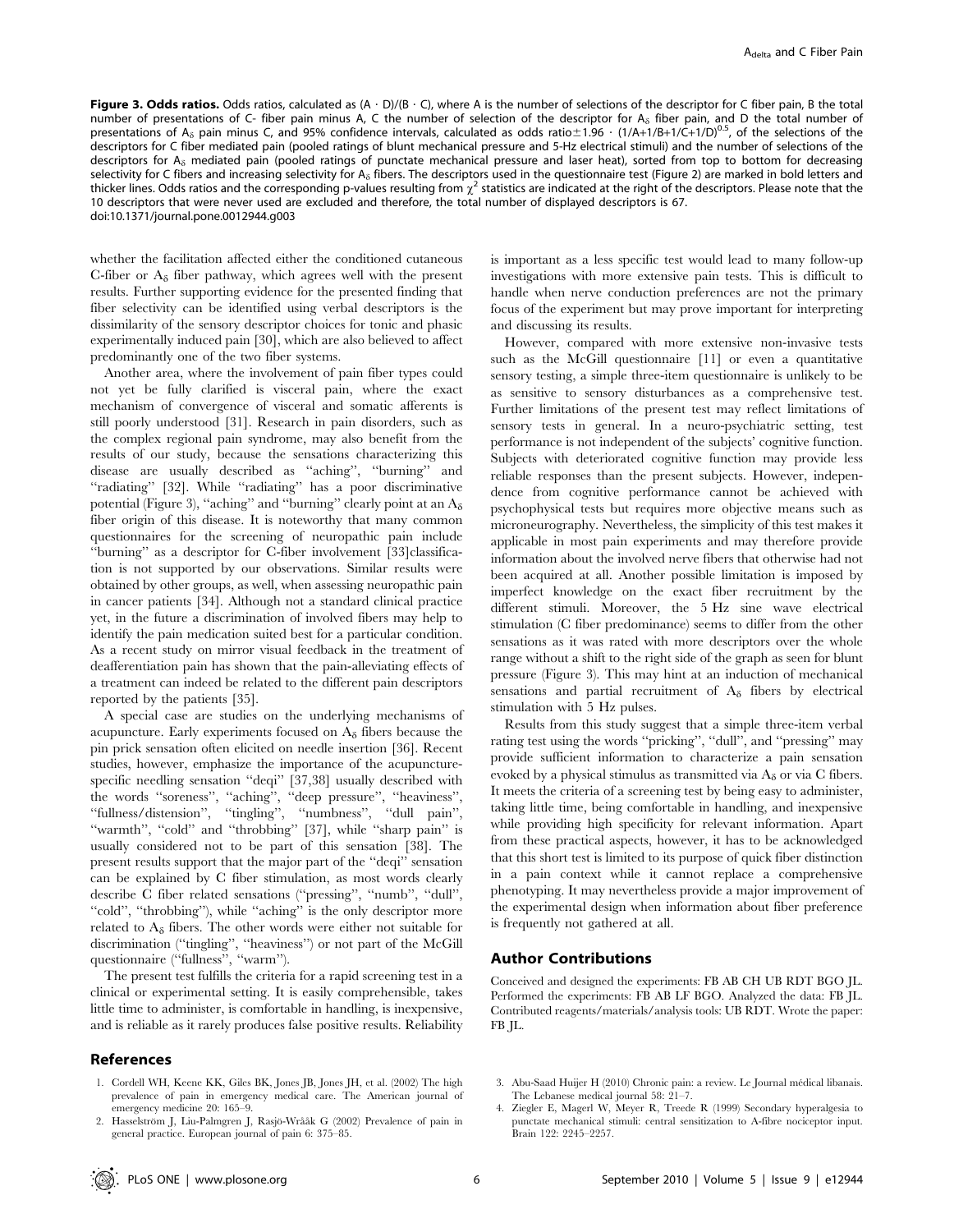**Figure 3. Odds ratios.** Odds ratios, calculated as $(A \cdot D)/(B \cdot C)$, where A is the number of selections of the descriptor for C fiber pain, B the total number of presentations of C- fiber pain minus A, C the number of selection of the descriptor for $A_\delta$ fiber pain, and D the total number of presentations of $A_\delta$ pain minus C, and 95% confidence intervals, calculated as odds ratio$\pm 1.96 \cdot (1/A+1/B+1/C+1/D)^{0.5}$, of the selections of the descriptors for C fiber mediated pain (pooled ratings of blunt mechanical pressure and 5-Hz electrical stimuli) and the number of selections of the descriptors for $A_\delta$ mediated pain (pooled ratings of punctate mechanical pressure and laser heat), sorted from top to bottom for decreasing selectivity for C fibers and increasing selectivity for $A_\delta$ fibers. The descriptors used in the questionnaire test (Figure 2) are marked in bold letters and thicker lines. Odds ratios and the corresponding p-values resulting from $\chi^2$ statistics are indicated at the right of the descriptors. Please note that the 10 descriptors that were never used are excluded and therefore, the total number of displayed descriptors is 67.
doi:10.1371/journal.pone.0012944.g003

whether the facilitation affected either the conditioned cutaneous C-fiber or $A_\delta$ fiber pathway, which agrees well with the present results. Further supporting evidence for the presented finding that fiber selectivity can be identified using verbal descriptors is the dissimilarity of the sensory descriptor choices for tonic and phasic experimentally induced pain [30], which are also believed to affect predominantly one of the two fiber systems.

Another area, where the involvement of pain fiber types could not yet be fully clarified is visceral pain, where the exact mechanism of convergence of visceral and somatic afferents is still poorly understood [31]. Research in pain disorders, such as the complex regional pain syndrome, may also benefit from the results of our study, because the sensations characterizing this disease are usually described as ''aching'', ''burning'' and ''radiating'' [32]. While ''radiating'' has a poor discriminative potential (Figure 3), ''aching'' and ''burning'' clearly point at an $A_\delta$ fiber origin of this disease. It is noteworthy that many common questionnaires for the screening of neuropathic pain include ''burning'' as a descriptor for C-fiber involvement [33]classification is not supported by our observations. Similar results were obtained by other groups, as well, when assessing neuropathic pain in cancer patients [34]. Although not a standard clinical practice yet, in the future a discrimination of involved fibers may help to identify the pain medication suited best for a particular condition. As a recent study on mirror visual feedback in the treatment of deafferentiation pain has shown that the pain-alleviating effects of a treatment can indeed be related to the different pain descriptors reported by the patients [35].

A special case are studies on the underlying mechanisms of acupuncture. Early experiments focused on $A_\delta$ fibers because the pin prick sensation often elicited on needle insertion [36]. Recent studies, however, emphasize the importance of the acupuncture-specific needling sensation ''deqi'' [37,38] usually described with the words ''soreness'', ''aching'', ''deep pressure'', ''heaviness'', ''fullness/distension'', ''tingling'', ''numbness'', ''dull pain'', ''warmth'', ''cold'' and ''throbbing'' [37], while ''sharp pain'' is usually considered not to be part of this sensation [38]. The present results support that the major part of the ''deqi'' sensation can be explained by C fiber stimulation, as most words clearly describe C fiber related sensations (''pressing'', ''numb'', ''dull'', ''cold'', ''throbbing''), while ''aching'' is the only descriptor more related to $A_\delta$ fibers. The other words were either not suitable for discrimination (''tingling'', ''heaviness'') or not part of the McGill questionnaire (''fullness'', ''warm'').

The present test fulfills the criteria for a rapid screening test in a clinical or experimental setting. It is easily comprehensible, takes little time to administer, is comfortable in handling, is inexpensive, and is reliable as it rarely produces false positive results. Reliability is important as a less specific test would lead to many follow-up investigations with more extensive pain tests. This is difficult to handle when nerve conduction preferences are not the primary focus of the experiment but may prove important for interpreting and discussing its results.

However, compared with more extensive non-invasive tests such as the McGill questionnaire [11] or even a quantitative sensory testing, a simple three-item questionnaire is unlikely to be as sensitive to sensory disturbances as a comprehensive test. Further limitations of the present test may reflect limitations of sensory tests in general. In a neuro-psychiatric setting, test performance is not independent of the subjects' cognitive function. Subjects with deteriorated cognitive function may provide less reliable responses than the present subjects. However, independence from cognitive performance cannot be achieved with psychophysical tests but requires more objective means such as microneurography. Nevertheless, the simplicity of this test makes it applicable in most pain experiments and may therefore provide information about the involved nerve fibers that otherwise had not been acquired at all. Another possible limitation is imposed by imperfect knowledge on the exact fiber recruitment by the different stimuli. Moreover, the 5 Hz sine wave electrical stimulation (C fiber predominance) seems to differ from the other sensations as it was rated with more descriptors over the whole range without a shift to the right side of the graph as seen for blunt pressure (Figure 3). This may hint at an induction of mechanical sensations and partial recruitment of $A_\delta$ fibers by electrical stimulation with 5 Hz pulses.

Results from this study suggest that a simple three-item verbal rating test using the words ''pricking'', ''dull'', and ''pressing'' may provide sufficient information to characterize a pain sensation evoked by a physical stimulus as transmitted via $A_\delta$ or via C fibers. It meets the criteria of a screening test by being easy to administer, taking little time, being comfortable in handling, and inexpensive while providing high specificity for relevant information. Apart from these practical aspects, however, it has to be acknowledged that this short test is limited to its purpose of quick fiber distinction in a pain context while it cannot replace a comprehensive phenotyping. It may nevertheless provide a major improvement of the experimental design when information about fiber preference is frequently not gathered at all.

## Author Contributions

Conceived and designed the experiments: FB AB CH UB RDT BGO JL. Performed the experiments: FB AB LF BGO. Analyzed the data: FB JL. Contributed reagents/materials/analysis tools: UB RDT. Wrote the paper: FB JL.

## References

1. Cordell WH, Keene KK, Giles BK, Jones JB, Jones JH, et al. (2002) The high prevalence of pain in emergency medical care. The American journal of emergency medicine 20: 165–9.
2. Hasselström J, Liu-Palmgren J, Rasjö-Wrååk G (2002) Prevalence of pain in general practice. European journal of pain 6: 375–85.
3. Abu-Saad Huijer H (2010) Chronic pain: a review. Le Journal médical libanais. The Lebanese medical journal 58: 21–7.
4. Ziegler E, Magerl W, Meyer R, Treede R (1999) Secondary hyperalgesia to punctate mechanical stimuli: central sensitization to A-fibre nociceptor input. Brain 122: 2245–2257.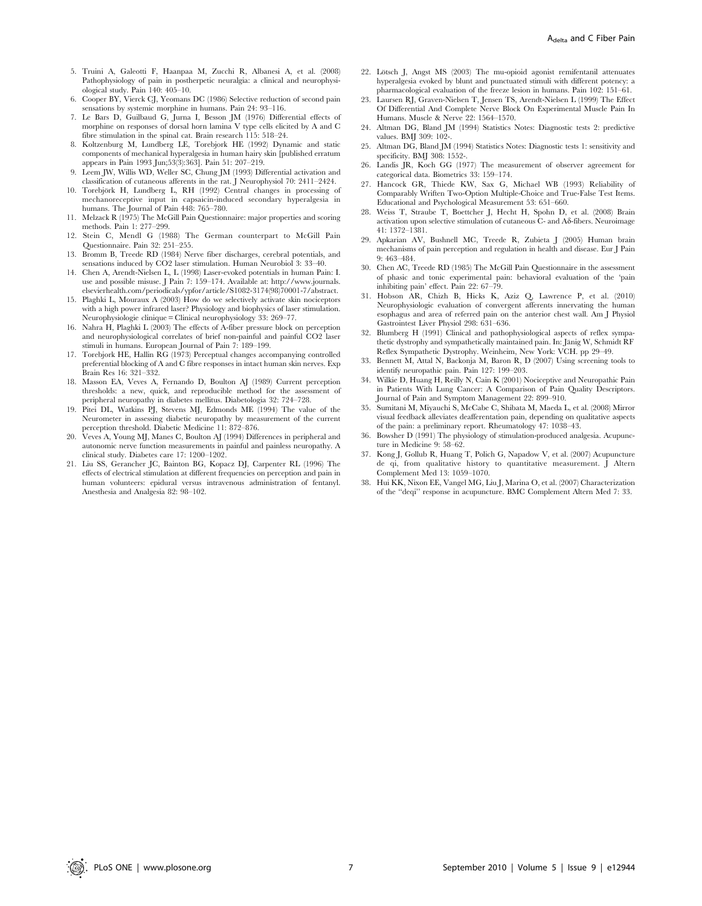5. Truini A, Galeotti F, Haanpaa M, Zucchi R, Albanesi A, et al. (2008) Pathophysiology of pain in postherpetic neuralgia: a clinical and neurophysiological study. Pain 140: 405–10.
6. Cooper BY, Vierck CJ, Yeomans DC (1986) Selective reduction of second pain sensations by systemic morphine in humans. Pain 24: 93–116.
7. Le Bars D, Guilbaud G, Jurna I, Besson JM (1976) Differential effects of morphine on responses of dorsal horn lamina V type cells elicited by A and C fibre stimulation in the spinal cat. Brain research 115: 518–24.
8. Koltzenburg M, Lundberg LE, Torebjork HE (1992) Dynamic and static components of mechanical hyperalgesia in human hairy skin [published erratum appears in Pain 1993 Jun;53(3):363]. Pain 51: 207–219.
9. Leem JW, Willis WD, Weller SC, Chung JM (1993) Differential activation and classification of cutaneous afferents in the rat. J Neurophysiol 70: 2411–2424.
10. Torebjörk H, Lundberg L, RH (1992) Central changes in processing of mechanoreceptive input in capsaicin-induced secondary hyperalgesia in humans. The Journal of Pain 448: 765–780.
11. Melzack R (1975) The McGill Pain Questionnaire: major properties and scoring methods. Pain 1: 277–299.
12. Stein C, Mendl G (1988) The German counterpart to McGill Pain Questionnaire. Pain 32: 251–255.
13. Bromm B, Treede RD (1984) Nerve fiber discharges, cerebral potentials, and sensations induced by CO2 laser stimulation. Human Neurobiol 3: 33–40.
14. Chen A, Arendt-Nielsen L, L (1998) Laser-evoked potentials in human Pain: I. use and possible misuse. J Pain 7: 159–174. Available at: http://www.journals.elsevierhealth.com/periodicals/ypfor/article/S1082-3174(98)70001-7/abstract.
15. Plaghki L, Mouraux A (2003) How do we selectively activate skin nociceptors with a high power infrared laser? Physiology and biophysics of laser stimulation. Neurophysiologie clinique = Clinical neurophysiology 33: 269–77.
16. Nahra H, Plaghki L (2003) The effects of A-fiber pressure block on perception and neurophysiological correlates of brief non-painful and painful CO2 laser stimuli in humans. European Journal of Pain 7: 189–199.
17. Torebjork HE, Hallin RG (1973) Perceptual changes accompanying controlled preferential blocking of A and C fibre responses in intact human skin nerves. Exp Brain Res 16: 321–332.
18. Masson EA, Veves A, Fernando D, Boulton AJ (1989) Current perception thresholds: a new, quick, and reproducible method for the assessment of peripheral neuropathy in diabetes mellitus. Diabetologia 32: 724–728.
19. Pitei DL, Watkins PJ, Stevens MJ, Edmonds ME (1994) The value of the Neurometer in assessing diabetic neuropathy by measurement of the current perception threshold. Diabetic Medicine 11: 872–876.
20. Veves A, Young MJ, Manes C, Boulton AJ (1994) Differences in peripheral and autonomic nerve function measurements in painful and painless neuropathy. A clinical study. Diabetes care 17: 1200–1202.
21. Liu SS, Gerancher JC, Bainton BG, Kopacz DJ, Carpenter RL (1996) The effects of electrical stimulation at different frequencies on perception and pain in human volunteers: epidural versus intravenous administration of fentanyl. Anesthesia and Analgesia 82: 98–102.
22. Lötsch J, Angst MS (2003) The mu-opioid agonist remifentanil attenuates hyperalgesia evoked by blunt and punctuated stimuli with different potency: a pharmacological evaluation of the freeze lesion in humans. Pain 102: 151–61.
23. Laursen RJ, Graven-Nielsen T, Jensen TS, Arendt-Nielsen L (1999) The Effect Of Differential And Complete Nerve Block On Experimental Muscle Pain In Humans. Muscle & Nerve 22: 1564–1570.
24. Altman DG, Bland JM (1994) Statistics Notes: Diagnostic tests 2: predictive values. BMJ 309: 102-.
25. Altman DG, Bland JM (1994) Statistics Notes: Diagnostic tests 1: sensitivity and specificity. BMJ 308: 1552-.
26. Landis JR, Koch GG (1977) The measurement of observer agreement for categorical data. Biometrics 33: 159–174.
27. Hancock GR, Thiede KW, Sax G, Michael WB (1993) Reliability of Comparably Written Two-Option Multiple-Choice and True-False Test Items. Educational and Psychological Measurement 53: 651–660.
28. Weiss T, Straube T, Boettcher J, Hecht H, Spohn D, et al. (2008) Brain activation upon selective stimulation of cutaneous C- and Aδ-fibers. Neuroimage 41: 1372–1381.
29. Apkarian AV, Bushnell MC, Treede R, Zubieta J (2005) Human brain mechanisms of pain perception and regulation in health and disease. Eur J Pain 9: 463–484.
30. Chen AC, Treede RD (1985) The McGill Pain Questionnaire in the assessment of phasic and tonic experimental pain: behavioral evaluation of the 'pain inhibiting pain' effect. Pain 22: 67–79.
31. Hobson AR, Chizh B, Hicks K, Aziz Q, Lawrence P, et al. (2010) Neurophysiologic evaluation of convergent afferents innervating the human esophagus and area of referred pain on the anterior chest wall. Am J Physiol Gastrointest Liver Physiol 298: 631–636.
32. Blumberg H (1991) Clinical and pathophysiological aspects of reflex sympathetic dystrophy and sympathetically maintained pain. In: Jänig W, Schmidt RF Reflex Sympathetic Dystrophy. Weinheim, New York: VCH. pp 29–49.
33. Bennett M, Attal N, Backonja M, Baron R, D (2007) Using screening tools to identify neuropathic pain. Pain 127: 199–203.
34. Wilkie D, Huang H, Reilly N, Cain K (2001) Nociceptive and Neuropathic Pain in Patients With Lung Cancer: A Comparison of Pain Quality Descriptors. Journal of Pain and Symptom Management 22: 899–910.
35. Sumitani M, Miyauchi S, McCabe C, Shibata M, Maeda L, et al. (2008) Mirror visual feedback alleviates deafferentation pain, depending on qualitative aspects of the pain: a preliminary report. Rheumatology 47: 1038–43.
36. Bowsher D (1991) The physiology of stimulation-produced analgesia. Acupuncture in Medicine 9: 58–62.
37. Kong J, Gollub R, Huang T, Polich G, Napadow V, et al. (2007) Acupuncture de qi, from qualitative history to quantitative measurement. J Altern Complement Med 13: 1059–1070.
38. Hui KK, Nixon EE, Vangel MG, Liu J, Marina O, et al. (2007) Characterization of the "deqi" response in acupuncture. BMC Complement Altern Med 7: 33.